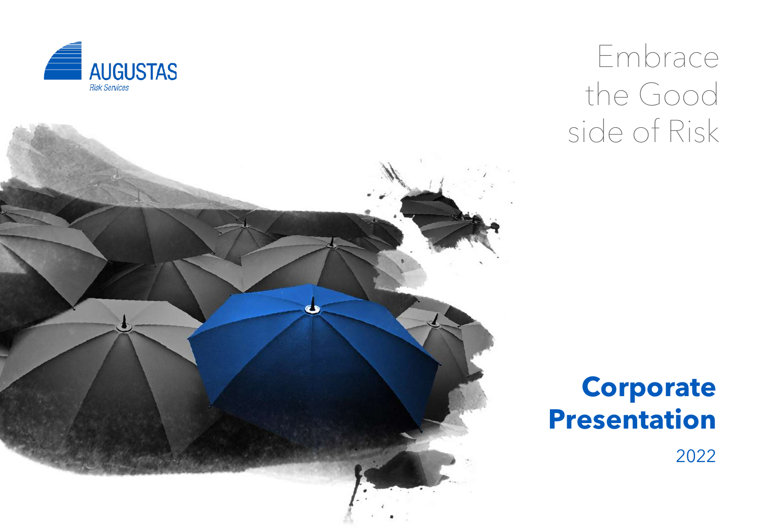AUGUSTAS

*Risk Services*

# Embrace the Good side of Risk

## Corporate Presentation

2022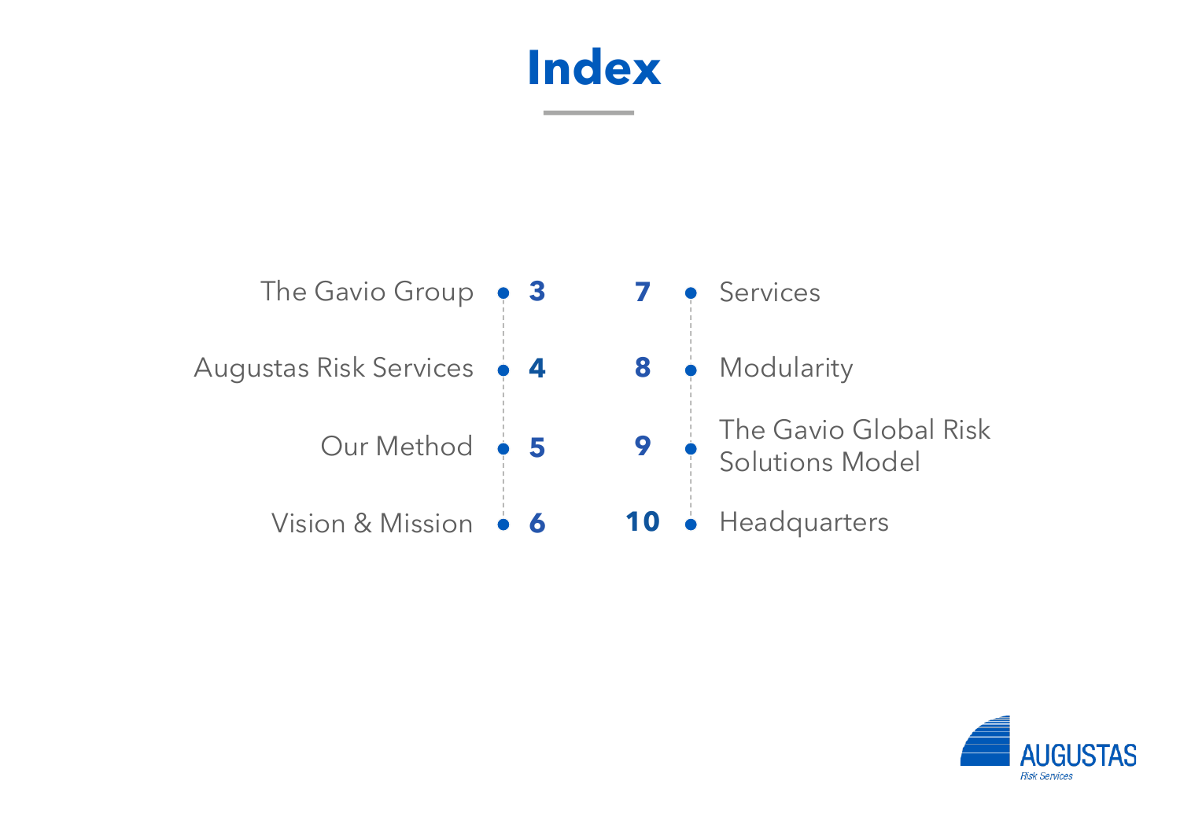# Index

- The Gavio Group — 3
- Augustas Risk Services — 4
- Our Method — 5
- Vision & Mission — 6
- Services — 7
- Modularity — 8
- The Gavio Global Risk Solutions Model — 9
- Headquarters — 10

AUGUSTAS
Risk Services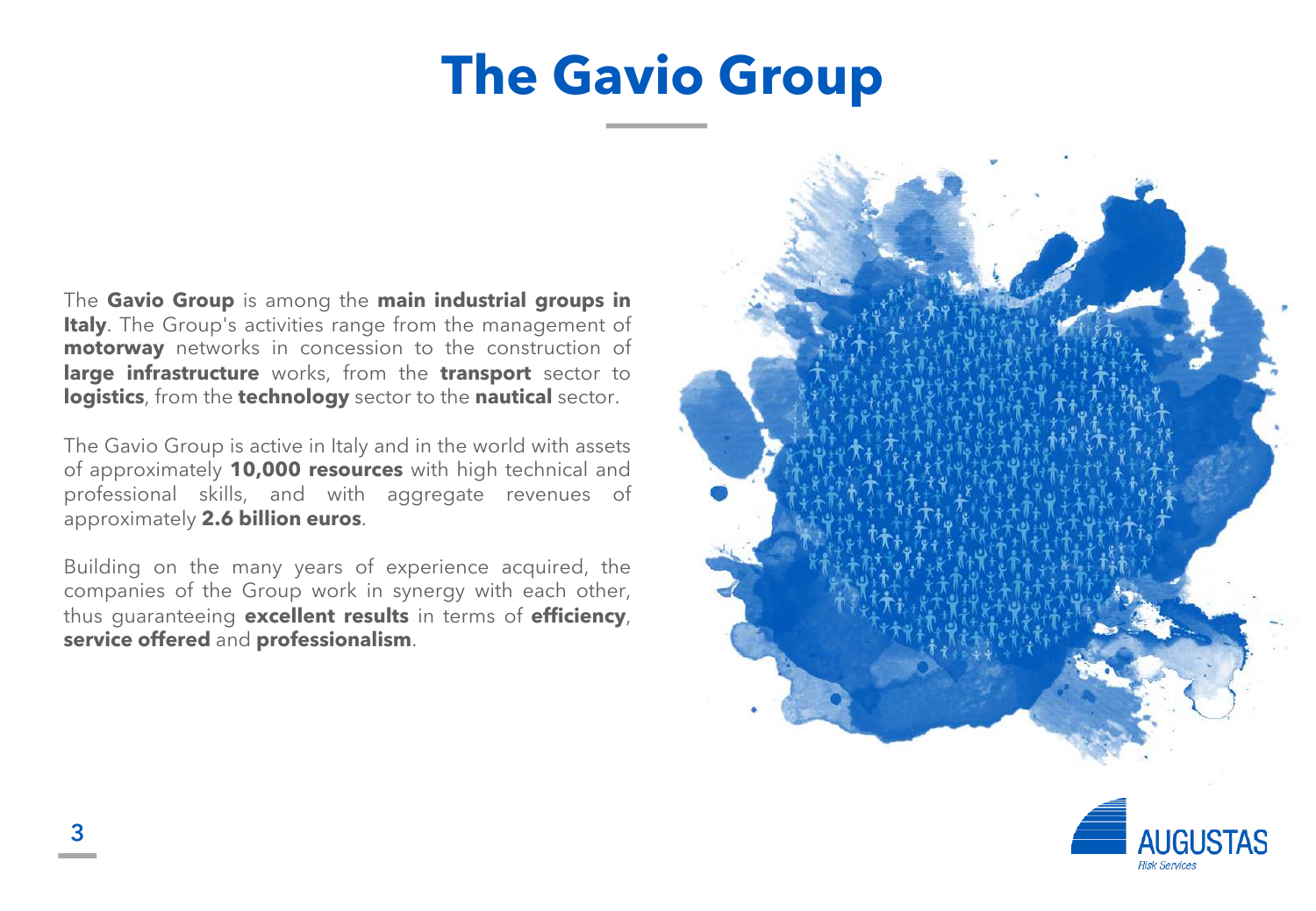# The Gavio Group

The **Gavio Group** is among the **main industrial groups in Italy**. The Group's activities range from the management of **motorway** networks in concession to the construction of **large infrastructure** works, from the **transport** sector to **logistics**, from the **technology** sector to the **nautical** sector.

The Gavio Group is active in Italy and in the world with assets of approximately **10,000 resources** with high technical and professional skills, and with aggregate revenues of approximately **2.6 billion euros**.

Building on the many years of experience acquired, the companies of the Group work in synergy with each other, thus guaranteeing **excellent results** in terms of **efficiency**, **service offered** and **professionalism**.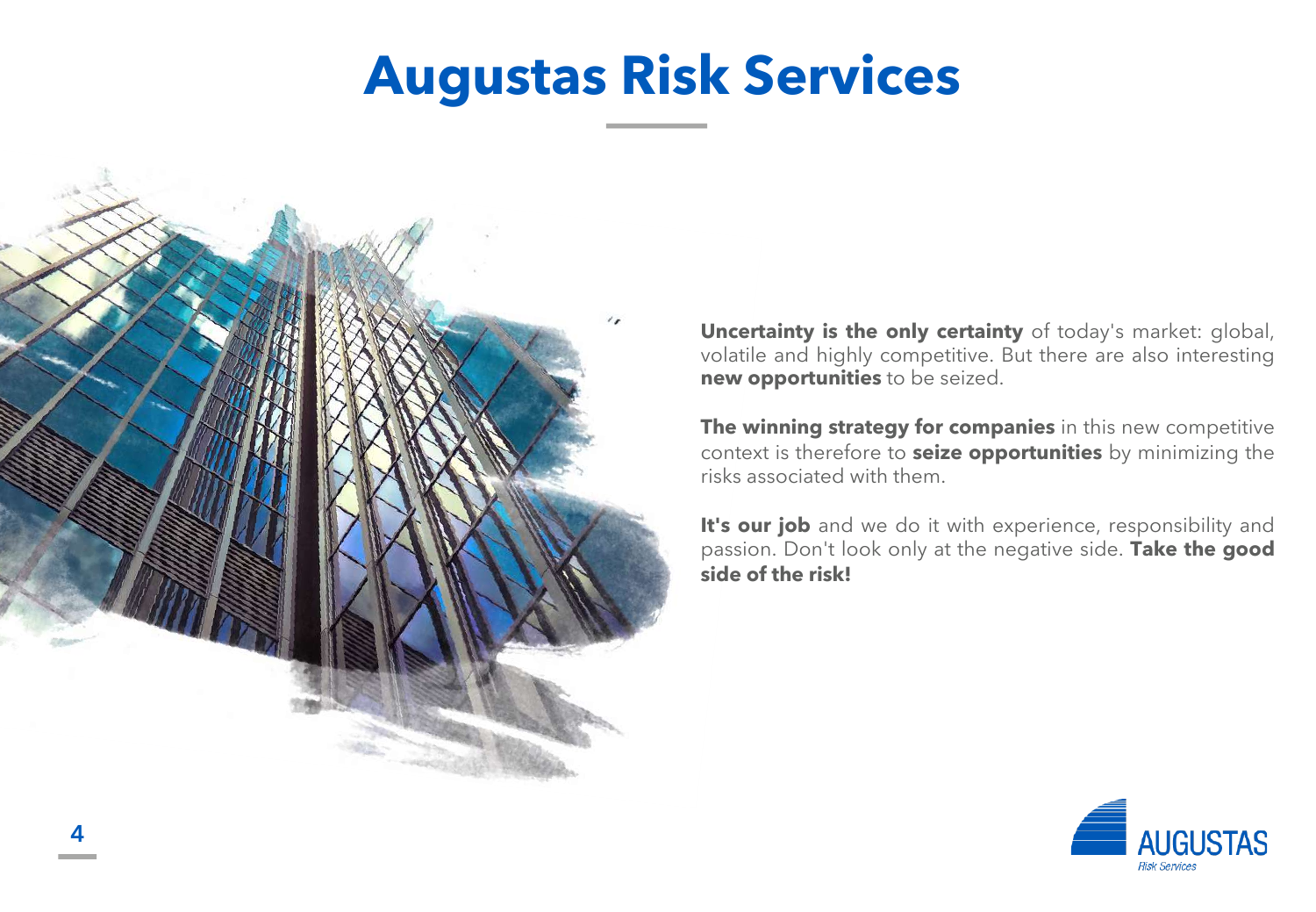# Augustas Risk Services

**Uncertainty is the only certainty** of today's market: global, volatile and highly competitive. But there are also interesting **new opportunities** to be seized.

**The winning strategy for companies** in this new competitive context is therefore to **seize opportunities** by minimizing the risks associated with them.

**It's our job** and we do it with experience, responsibility and passion. Don't look only at the negative side. **Take the good side of the risk!**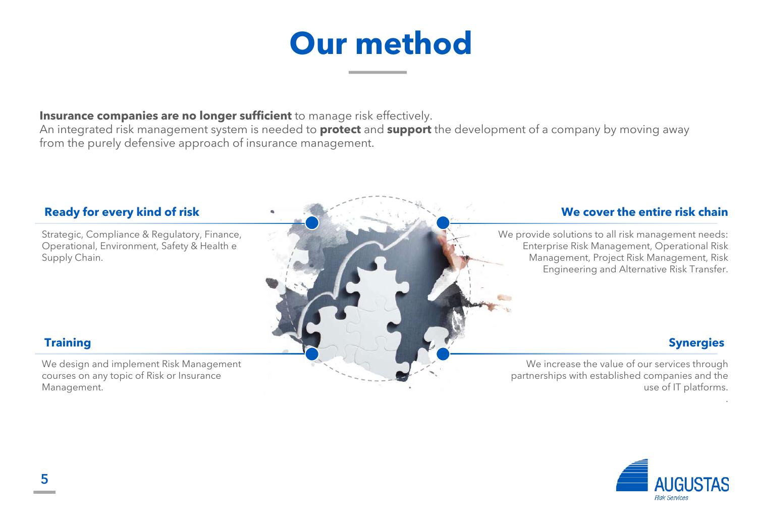# Our method

**Insurance companies are no longer sufficient** to manage risk effectively.
An integrated risk management system is needed to **protect** and **support** the development of a company by moving away from the purely defensive approach of insurance management.

### Ready for every kind of risk

Strategic, Compliance & Regulatory, Finance, Operational, Environment, Safety & Health e Supply Chain.

### We cover the entire risk chain

We provide solutions to all risk management needs: Enterprise Risk Management, Operational Risk Management, Project Risk Management, Risk Engineering and Alternative Risk Transfer.

### Training

We design and implement Risk Management courses on any topic of Risk or Insurance Management.

### Synergies

We increase the value of our services through partnerships with established companies and the use of IT platforms.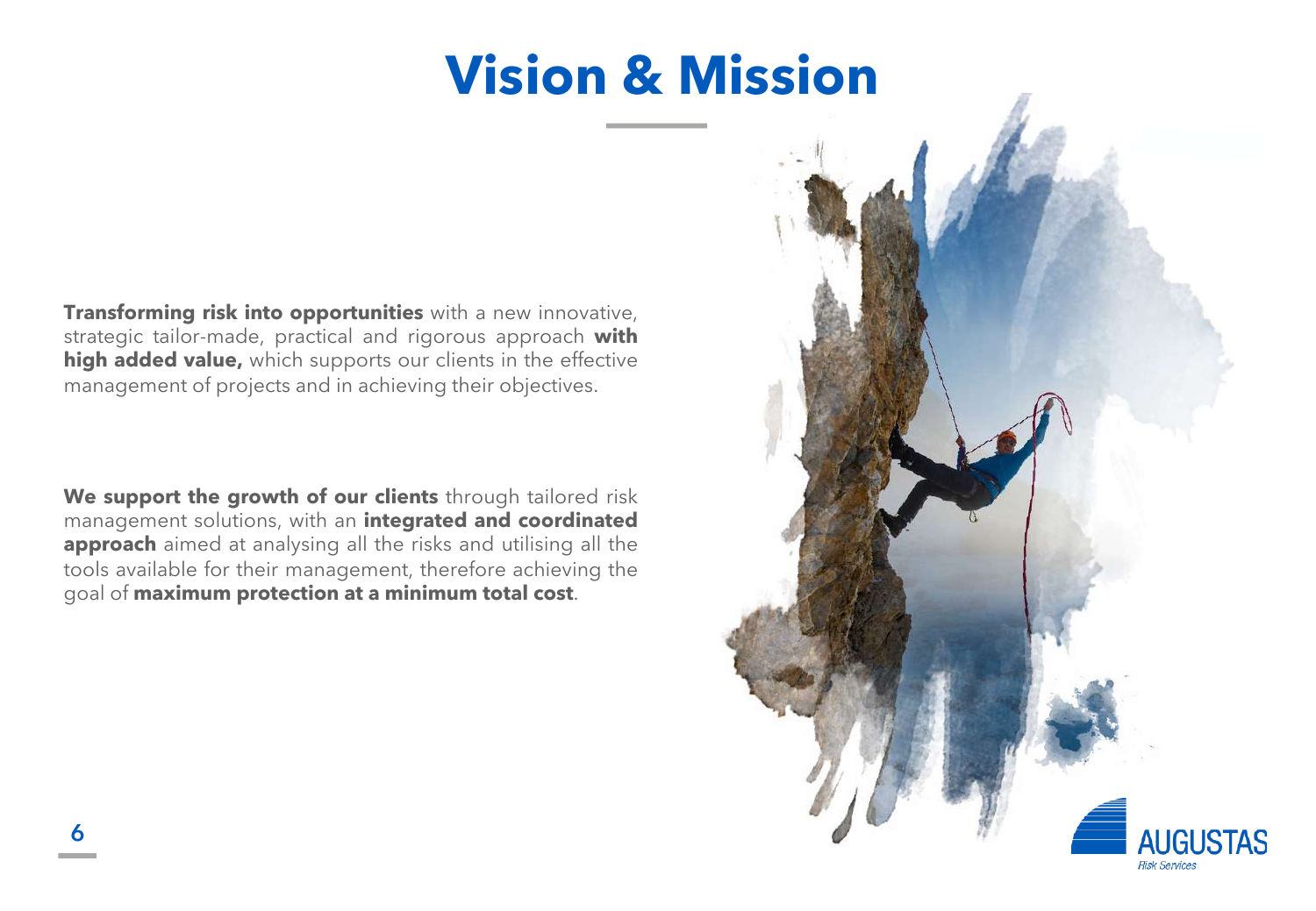# Vision & Mission

**Transforming risk into opportunities** with a new innovative, strategic tailor-made, practical and rigorous approach **with high added value,** which supports our clients in the effective management of projects and in achieving their objectives.

**We support the growth of our clients** through tailored risk management solutions, with an **integrated and coordinated approach** aimed at analysing all the risks and utilising all the tools available for their management, therefore achieving the goal of **maximum protection at a minimum total cost**.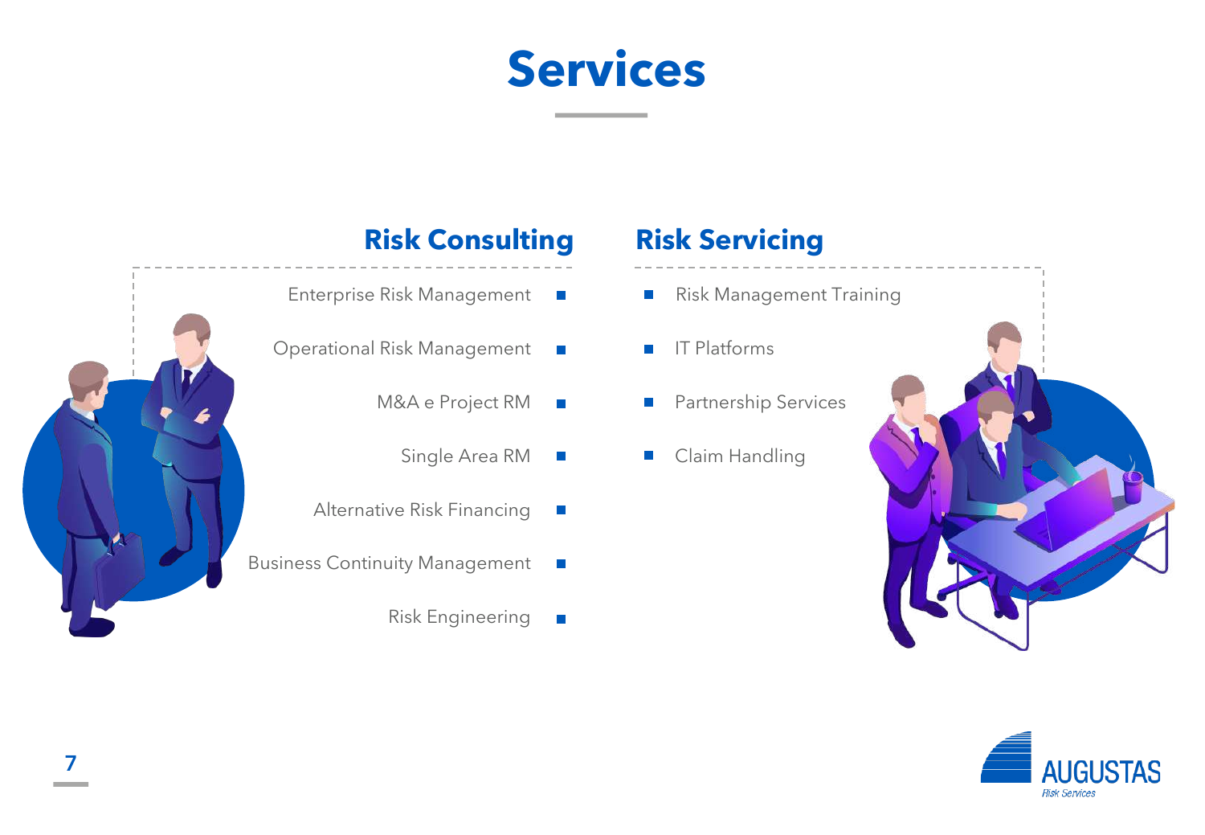# Services

## Risk Consulting

- Enterprise Risk Management
- Operational Risk Management
- M&A e Project RM
- Single Area RM
- Alternative Risk Financing
- Business Continuity Management
- Risk Engineering

## Risk Servicing

- Risk Management Training
- IT Platforms
- Partnership Services
- Claim Handling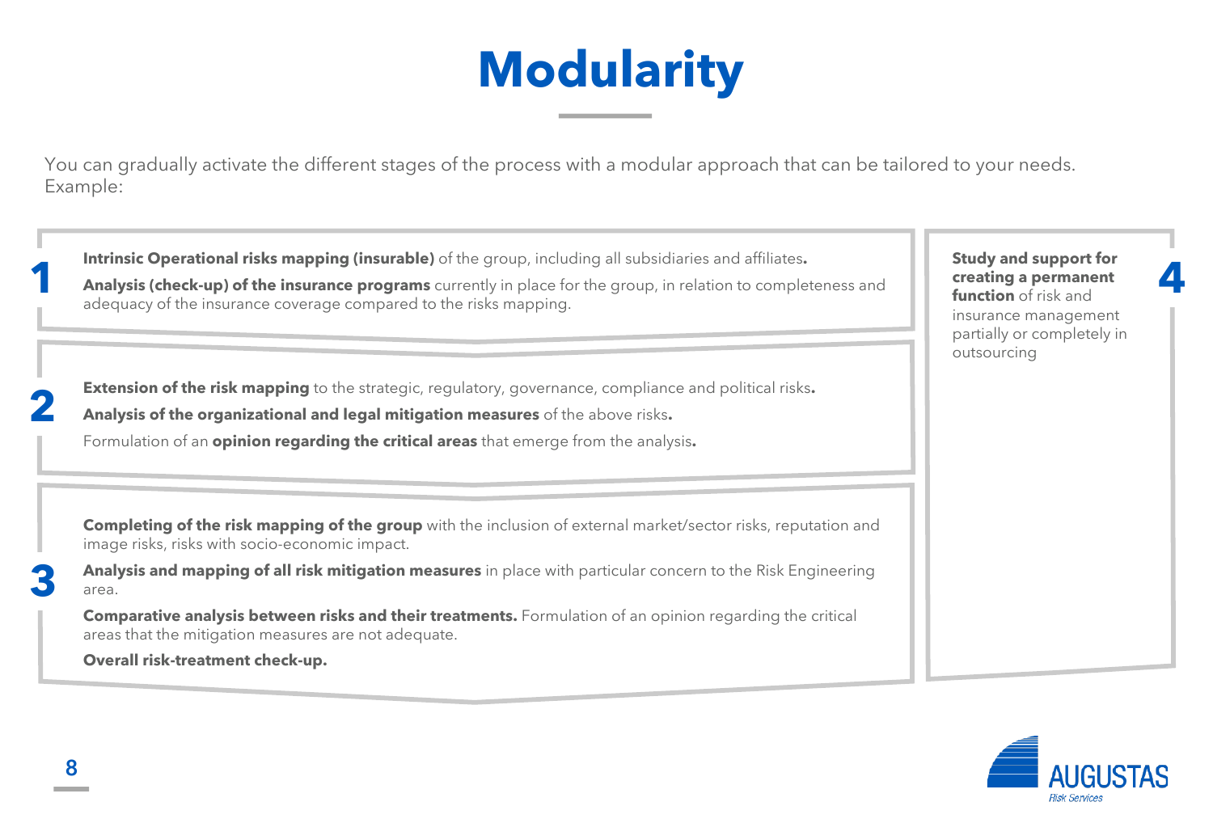# Modularity

You can gradually activate the different stages of the process with a modular approach that can be tailored to your needs.
Example:

**1**

**Intrinsic Operational risks mapping (insurable)** of the group, including all subsidiaries and affiliates**.**

**Analysis (check-up) of the insurance programs** currently in place for the group, in relation to completeness and adequacy of the insurance coverage compared to the risks mapping.

**2**

**Extension of the risk mapping** to the strategic, regulatory, governance, compliance and political risks**.**

**Analysis of the organizational and legal mitigation measures** of the above risks**.**

Formulation of an **opinion regarding the critical areas** that emerge from the analysis**.**

**3**

**Completing of the risk mapping of the group** with the inclusion of external market/sector risks, reputation and image risks, risks with socio-economic impact.

**Analysis and mapping of all risk mitigation measures** in place with particular concern to the Risk Engineering area.

**Comparative analysis between risks and their treatments.** Formulation of an opinion regarding the critical areas that the mitigation measures are not adequate.

**Overall risk-treatment check-up.**

**4**

**Study and support for creating a permanent function** of risk and insurance management partially or completely in outsourcing

AUGUSTAS Risk Services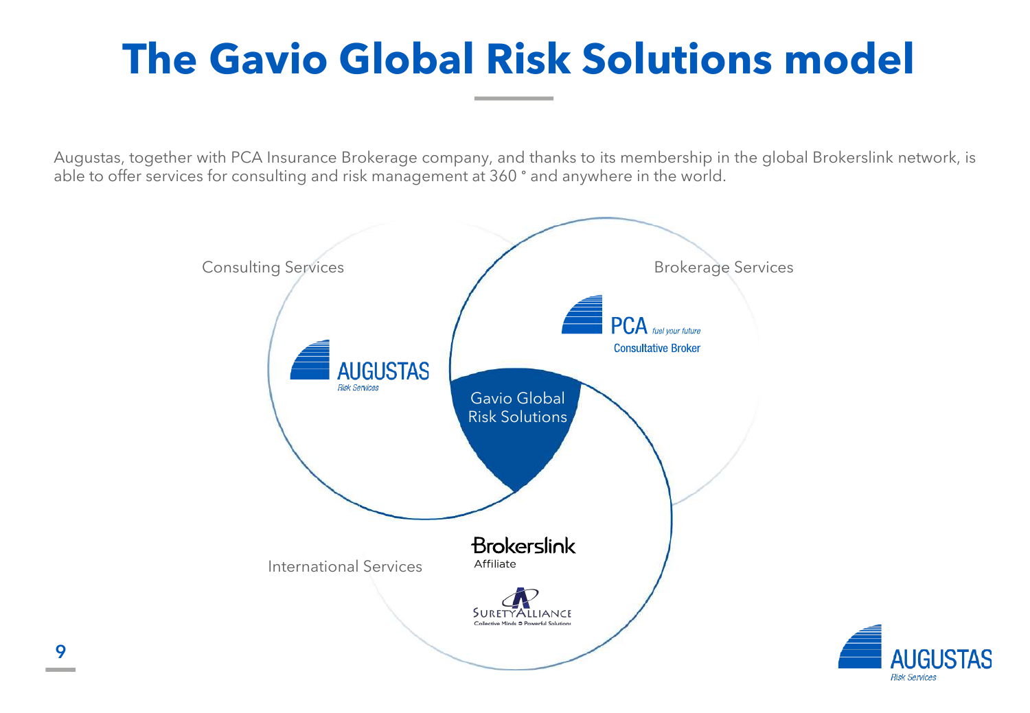# The Gavio Global Risk Solutions model

Augustas, together with PCA Insurance Brokerage company, and thanks to its membership in the global Brokerslink network, is able to offer services for consulting and risk management at 360 ° and anywhere in the world.

Consulting Services

AUGUSTAS
Risk Services

Brokerage Services

PCA fuel your future
Consultative Broker

Gavio Global Risk Solutions

International Services

Brokerslink
Affiliate

SuretyAlliance
Collective Minds Powerful Solutions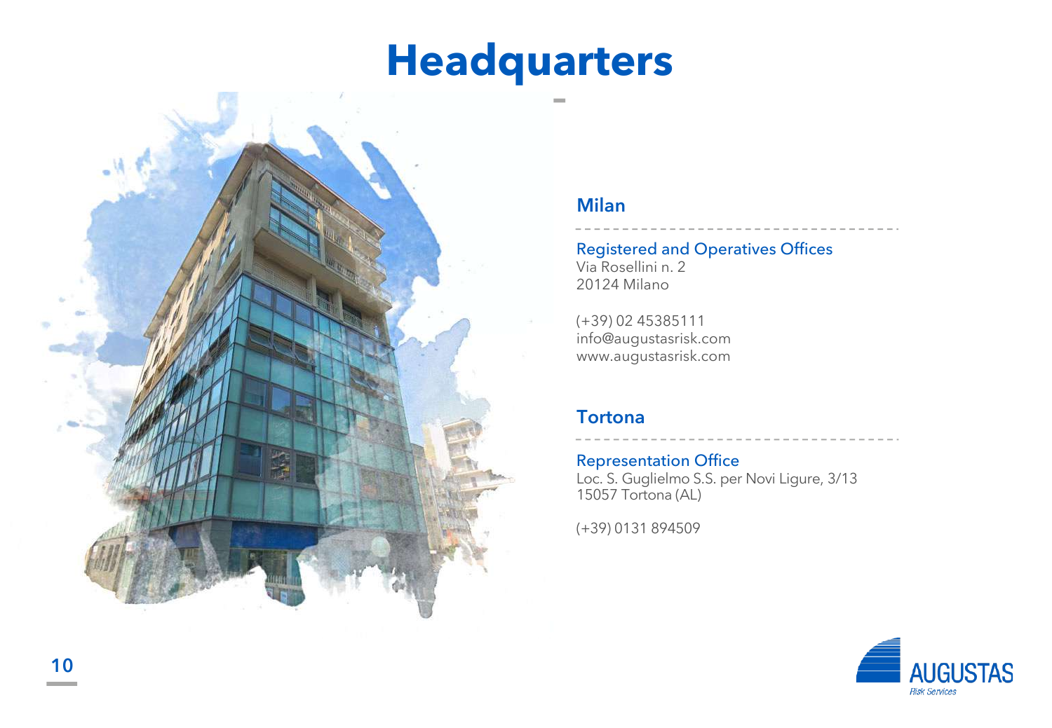# Headquarters

## Milan

### Registered and Operatives Offices

Via Rosellini n. 2
20124 Milano

(+39) 02 45385111
info@augustasrisk.com
www.augustasrisk.com

## Tortona

### Representation Office

Loc. S. Guglielmo S.S. per Novi Ligure, 3/13
15057 Tortona (AL)

(+39) 0131 894509